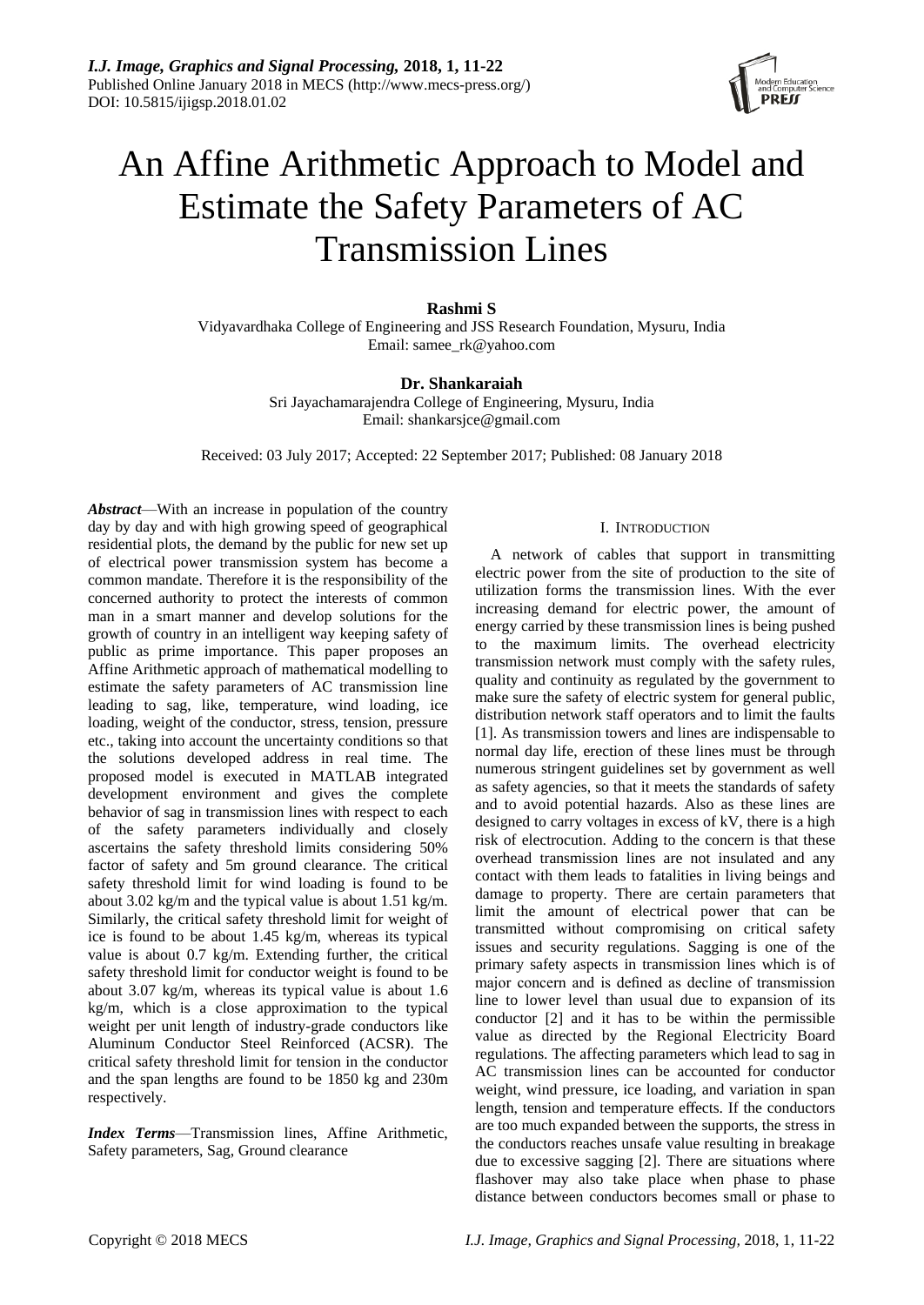# An Affine Arithmetic Approach to Model and Estimate the Safety Parameters of AC Transmission Lines

**Rashmi S**

Vidyavardhaka College of Engineering and JSS Research Foundation, Mysuru, India
Email: samee_rk@yahoo.com

**Dr. Shankaraiah**

Sri Jayachamarajendra College of Engineering, Mysuru, India
Email: shankarsjce@gmail.com

Received: 03 July 2017; Accepted: 22 September 2017; Published: 08 January 2018

***Abstract***—With an increase in population of the country day by day and with high growing speed of geographical residential plots, the demand by the public for new set up of electrical power transmission system has become a common mandate. Therefore it is the responsibility of the concerned authority to protect the interests of common man in a smart manner and develop solutions for the growth of country in an intelligent way keeping safety of public as prime importance. This paper proposes an Affine Arithmetic approach of mathematical modelling to estimate the safety parameters of AC transmission line leading to sag, like, temperature, wind loading, ice loading, weight of the conductor, stress, tension, pressure etc., taking into account the uncertainty conditions so that the solutions developed address in real time. The proposed model is executed in MATLAB integrated development environment and gives the complete behavior of sag in transmission lines with respect to each of the safety parameters individually and closely ascertains the safety threshold limits considering 50% factor of safety and 5m ground clearance. The critical safety threshold limit for wind loading is found to be about 3.02 kg/m and the typical value is about 1.51 kg/m. Similarly, the critical safety threshold limit for weight of ice is found to be about 1.45 kg/m, whereas its typical value is about 0.7 kg/m. Extending further, the critical safety threshold limit for conductor weight is found to be about 3.07 kg/m, whereas its typical value is about 1.6 kg/m, which is a close approximation to the typical weight per unit length of industry-grade conductors like Aluminum Conductor Steel Reinforced (ACSR). The critical safety threshold limit for tension in the conductor and the span lengths are found to be 1850 kg and 230m respectively.

***Index Terms***—Transmission lines, Affine Arithmetic, Safety parameters, Sag, Ground clearance

## I. Introduction

A network of cables that support in transmitting electric power from the site of production to the site of utilization forms the transmission lines. With the ever increasing demand for electric power, the amount of energy carried by these transmission lines is being pushed to the maximum limits. The overhead electricity transmission network must comply with the safety rules, quality and continuity as regulated by the government to make sure the safety of electric system for general public, distribution network staff operators and to limit the faults [1]. As transmission towers and lines are indispensable to normal day life, erection of these lines must be through numerous stringent guidelines set by government as well as safety agencies, so that it meets the standards of safety and to avoid potential hazards. Also as these lines are designed to carry voltages in excess of kV, there is a high risk of electrocution. Adding to the concern is that these overhead transmission lines are not insulated and any contact with them leads to fatalities in living beings and damage to property. There are certain parameters that limit the amount of electrical power that can be transmitted without compromising on critical safety issues and security regulations. Sagging is one of the primary safety aspects in transmission lines which is of major concern and is defined as decline of transmission line to lower level than usual due to expansion of its conductor [2] and it has to be within the permissible value as directed by the Regional Electricity Board regulations. The affecting parameters which lead to sag in AC transmission lines can be accounted for conductor weight, wind pressure, ice loading, and variation in span length, tension and temperature effects. If the conductors are too much expanded between the supports, the stress in the conductors reaches unsafe value resulting in breakage due to excessive sagging [2]. There are situations where flashover may also take place when phase to phase distance between conductors becomes small or phase to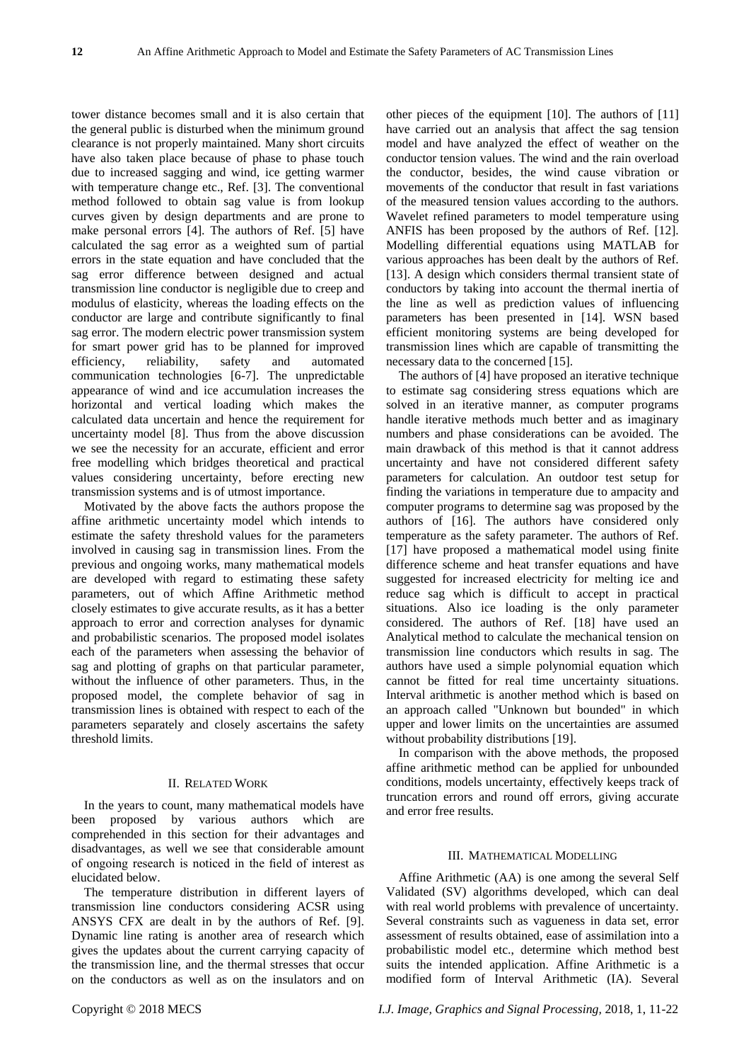tower distance becomes small and it is also certain that the general public is disturbed when the minimum ground clearance is not properly maintained. Many short circuits have also taken place because of phase to phase touch due to increased sagging and wind, ice getting warmer with temperature change etc., Ref. [3]. The conventional method followed to obtain sag value is from lookup curves given by design departments and are prone to make personal errors [4]. The authors of Ref. [5] have calculated the sag error as a weighted sum of partial errors in the state equation and have concluded that the sag error difference between designed and actual transmission line conductor is negligible due to creep and modulus of elasticity, whereas the loading effects on the conductor are large and contribute significantly to final sag error. The modern electric power transmission system for smart power grid has to be planned for improved efficiency, reliability, safety and automated communication technologies [6-7]. The unpredictable appearance of wind and ice accumulation increases the horizontal and vertical loading which makes the calculated data uncertain and hence the requirement for uncertainty model [8]. Thus from the above discussion we see the necessity for an accurate, efficient and error free modelling which bridges theoretical and practical values considering uncertainty, before erecting new transmission systems and is of utmost importance.

Motivated by the above facts the authors propose the affine arithmetic uncertainty model which intends to estimate the safety threshold values for the parameters involved in causing sag in transmission lines. From the previous and ongoing works, many mathematical models are developed with regard to estimating these safety parameters, out of which Affine Arithmetic method closely estimates to give accurate results, as it has a better approach to error and correction analyses for dynamic and probabilistic scenarios. The proposed model isolates each of the parameters when assessing the behavior of sag and plotting of graphs on that particular parameter, without the influence of other parameters. Thus, in the proposed model, the complete behavior of sag in transmission lines is obtained with respect to each of the parameters separately and closely ascertains the safety threshold limits.

## II. Related Work

In the years to count, many mathematical models have been proposed by various authors which are comprehended in this section for their advantages and disadvantages, as well we see that considerable amount of ongoing research is noticed in the field of interest as elucidated below.

The temperature distribution in different layers of transmission line conductors considering ACSR using ANSYS CFX are dealt in by the authors of Ref. [9]. Dynamic line rating is another area of research which gives the updates about the current carrying capacity of the transmission line, and the thermal stresses that occur on the conductors as well as on the insulators and on other pieces of the equipment [10]. The authors of [11] have carried out an analysis that affect the sag tension model and have analyzed the effect of weather on the conductor tension values. The wind and the rain overload the conductor, besides, the wind cause vibration or movements of the conductor that result in fast variations of the measured tension values according to the authors. Wavelet refined parameters to model temperature using ANFIS has been proposed by the authors of Ref. [12]. Modelling differential equations using MATLAB for various approaches has been dealt by the authors of Ref. [13]. A design which considers thermal transient state of conductors by taking into account the thermal inertia of the line as well as prediction values of influencing parameters has been presented in [14]. WSN based efficient monitoring systems are being developed for transmission lines which are capable of transmitting the necessary data to the concerned [15].

The authors of [4] have proposed an iterative technique to estimate sag considering stress equations which are solved in an iterative manner, as computer programs handle iterative methods much better and as imaginary numbers and phase considerations can be avoided. The main drawback of this method is that it cannot address uncertainty and have not considered different safety parameters for calculation. An outdoor test setup for finding the variations in temperature due to ampacity and computer programs to determine sag was proposed by the authors of [16]. The authors have considered only temperature as the safety parameter. The authors of Ref. [17] have proposed a mathematical model using finite difference scheme and heat transfer equations and have suggested for increased electricity for melting ice and reduce sag which is difficult to accept in practical situations. Also ice loading is the only parameter considered. The authors of Ref. [18] have used an Analytical method to calculate the mechanical tension on transmission line conductors which results in sag. The authors have used a simple polynomial equation which cannot be fitted for real time uncertainty situations. Interval arithmetic is another method which is based on an approach called "Unknown but bounded" in which upper and lower limits on the uncertainties are assumed without probability distributions [19].

In comparison with the above methods, the proposed affine arithmetic method can be applied for unbounded conditions, models uncertainty, effectively keeps track of truncation errors and round off errors, giving accurate and error free results.

## III. Mathematical Modelling

Affine Arithmetic (AA) is one among the several Self Validated (SV) algorithms developed, which can deal with real world problems with prevalence of uncertainty. Several constraints such as vagueness in data set, error assessment of results obtained, ease of assimilation into a probabilistic model etc., determine which method best suits the intended application. Affine Arithmetic is a modified form of Interval Arithmetic (IA). Several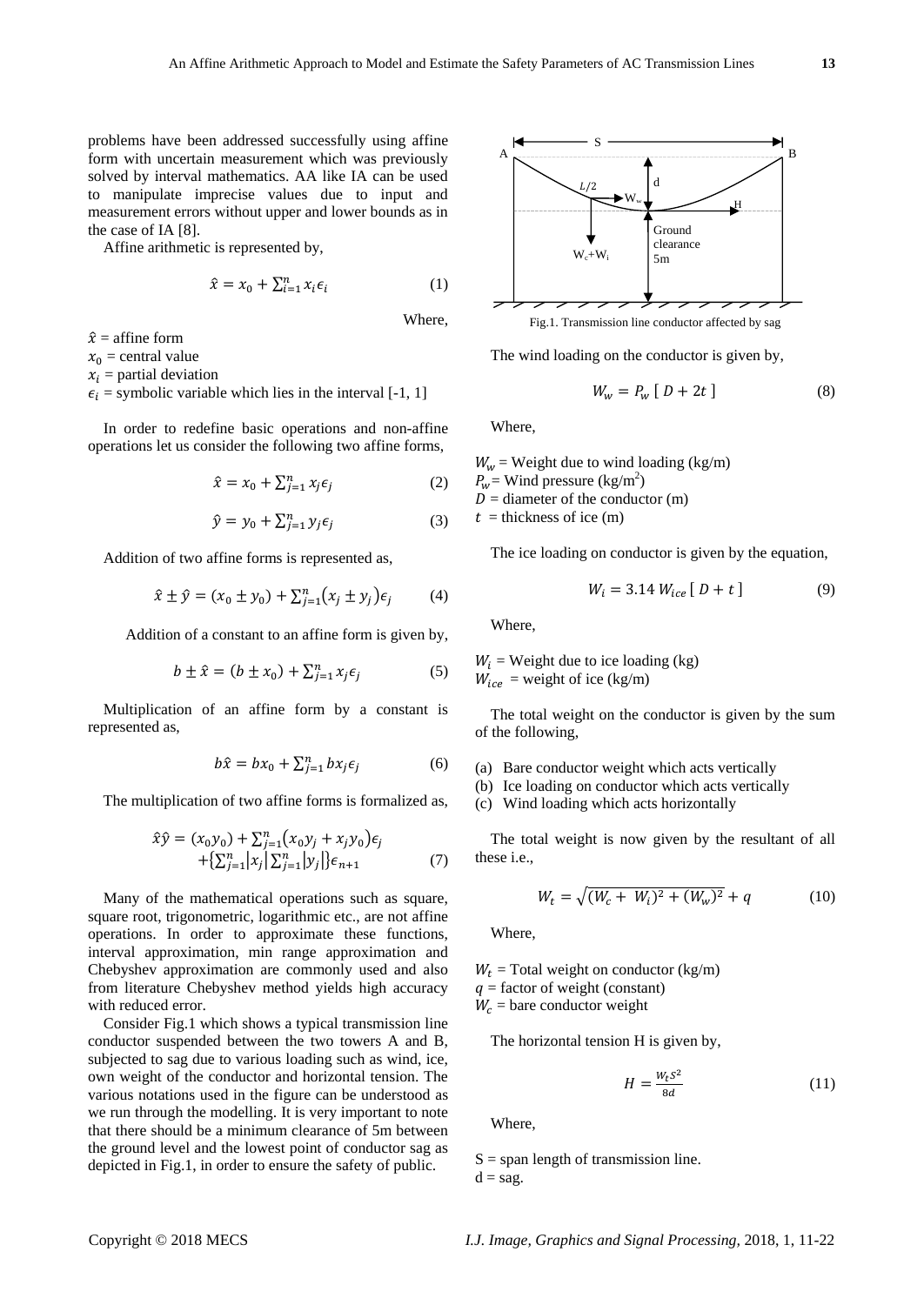problems have been addressed successfully using affine form with uncertain measurement which was previously solved by interval mathematics. AA like IA can be used to manipulate imprecise values due to input and measurement errors without upper and lower bounds as in the case of IA [8].

Affine arithmetic is represented by,

$$\hat{x} = x_0 + \sum_{i=1}^{n} x_i \epsilon_i \tag{1}$$

Where,

$\hat{x}$ = affine form
$x_0$ = central value
$x_i$ = partial deviation
$\epsilon_i$ = symbolic variable which lies in the interval [-1, 1]

In order to redefine basic operations and non-affine operations let us consider the following two affine forms,

$$\hat{x} = x_0 + \sum_{j=1}^{n} x_j \epsilon_j \tag{2}$$

$$\hat{y} = y_0 + \sum_{j=1}^{n} y_j \epsilon_j \tag{3}$$

Addition of two affine forms is represented as,

$$\hat{x} \pm \hat{y} = (x_0 \pm y_0) + \sum_{j=1}^{n} (x_j \pm y_j) \epsilon_j \tag{4}$$

Addition of a constant to an affine form is given by,

$$b \pm \hat{x} = (b \pm x_0) + \sum_{j=1}^{n} x_j \epsilon_j \tag{5}$$

Multiplication of an affine form by a constant is represented as,

$$b\hat{x} = bx_0 + \sum_{j=1}^{n} bx_j \epsilon_j \tag{6}$$

The multiplication of two affine forms is formalized as,

$$\hat{x}\hat{y} = (x_0 y_0) + \sum_{j=1}^{n} (x_0 y_j + x_j y_0) \epsilon_j + \left\{ \sum_{j=1}^{n} |x_j| \sum_{j=1}^{n} |y_j| \right\} \epsilon_{n+1} \tag{7}$$

Many of the mathematical operations such as square, square root, trigonometric, logarithmic etc., are not affine operations. In order to approximate these functions, interval approximation, min range approximation and Chebyshev approximation are commonly used and also from literature Chebyshev method yields high accuracy with reduced error.

Consider Fig.1 which shows a typical transmission line conductor suspended between the two towers A and B, subjected to sag due to various loading such as wind, ice, own weight of the conductor and horizontal tension. The various notations used in the figure can be understood as we run through the modelling. It is very important to note that there should be a minimum clearance of 5m between the ground level and the lowest point of conductor sag as depicted in Fig.1, in order to ensure the safety of public.

Fig.1. Transmission line conductor affected by sag

The wind loading on the conductor is given by,

$$W_w = P_w \left[ D + 2t \right] \tag{8}$$

Where,

$W_w$ = Weight due to wind loading (kg/m)
$P_w$ = Wind pressure (kg/m$^2$)
$D$ = diameter of the conductor (m)
$t$ = thickness of ice (m)

The ice loading on conductor is given by the equation,

$$W_i = 3.14 \, W_{ice} \left[ D + t \right] \tag{9}$$

Where,

$W_i$ = Weight due to ice loading (kg)
$W_{ice}$ = weight of ice (kg/m)

The total weight on the conductor is given by the sum of the following,

(a) Bare conductor weight which acts vertically
(b) Ice loading on conductor which acts vertically
(c) Wind loading which acts horizontally

The total weight is now given by the resultant of all these i.e.,

$$W_t = \sqrt{(W_c + W_i)^2 + (W_w)^2} + q \tag{10}$$

Where,

$W_t$ = Total weight on conductor (kg/m)
$q$ = factor of weight (constant)
$W_c$ = bare conductor weight

The horizontal tension H is given by,

$$H = \frac{W_t S^2}{8d} \tag{11}$$

Where,

S = span length of transmission line.
d = sag.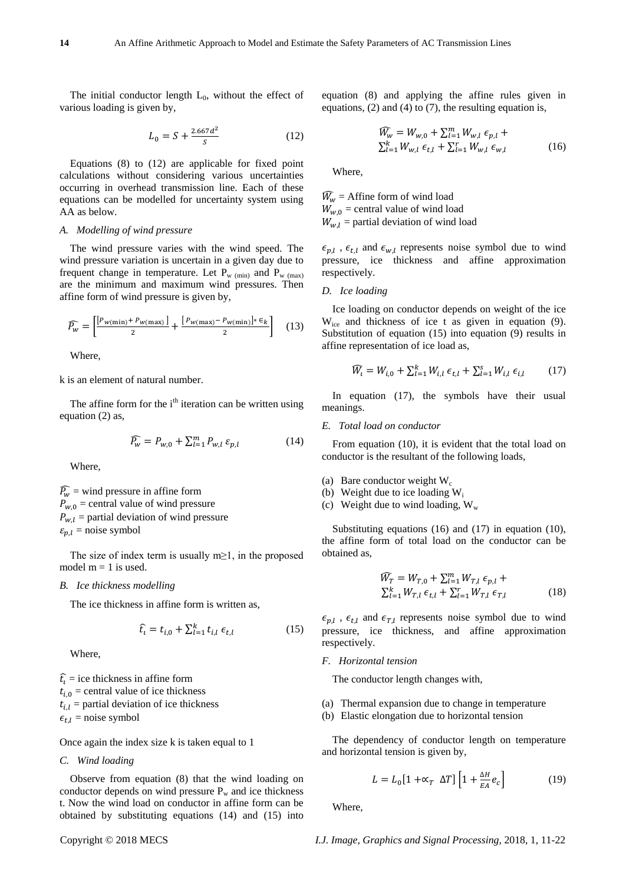The initial conductor length $L_0$, without the effect of various loading is given by,

$$L_0 = S + \frac{2.667 d^2}{S} \tag{12}$$

Equations (8) to (12) are applicable for fixed point calculations without considering various uncertainties occurring in overhead transmission line. Each of these equations can be modelled for uncertainty system using AA as below.

### A. Modelling of wind pressure

The wind pressure varies with the wind speed. The wind pressure variation is uncertain in a given day due to frequent change in temperature. Let $P_{w\,(\min)}$ and $P_{w\,(\max)}$ are the minimum and maximum wind pressures. Then affine form of wind pressure is given by,

$$\widehat{P_w} = \left[\frac{[P_{w(\min)} + P_{w(\max)}]}{2} + \frac{[P_{w(\max)} - P_{w(\min)}] * \epsilon_k}{2}\right] \tag{13}$$

Where,

k is an element of natural number.

The affine form for the $i^{th}$ iteration can be written using equation (2) as,

$$\widehat{P_w} = P_{w,0} + \sum_{l=1}^{m} P_{w,l}\, \varepsilon_{p,l} \tag{14}$$

Where,

$\widehat{P_w}$ = wind pressure in affine form
$P_{w,0}$ = central value of wind pressure
$P_{w,l}$ = partial deviation of wind pressure
$\varepsilon_{p,l}$ = noise symbol

The size of index term is usually m≥1, in the proposed model m = 1 is used.

### B. Ice thickness modelling

The ice thickness in affine form is written as,

$$\widehat{t_i} = t_{i,0} + \sum_{l=1}^{k} t_{i,l}\, \epsilon_{t,l} \tag{15}$$

Where,

$\widehat{t_i}$ = ice thickness in affine form
$t_{i,0}$ = central value of ice thickness
$t_{i,l}$ = partial deviation of ice thickness
$\epsilon_{t,l}$ = noise symbol

Once again the index size k is taken equal to 1

### C. Wind loading

Observe from equation (8) that the wind loading on conductor depends on wind pressure $P_w$ and ice thickness t. Now the wind load on conductor in affine form can be obtained by substituting equations (14) and (15) into equation (8) and applying the affine rules given in equations, (2) and (4) to (7), the resulting equation is,

$$\widehat{W_w} = W_{w,0} + \sum_{l=1}^{m} W_{w,l}\, \epsilon_{p,l} + \sum_{l=1}^{k} W_{w,l}\, \epsilon_{t,l} + \sum_{l=1}^{r} W_{w,l}\, \epsilon_{w,l} \tag{16}$$

Where,

$\widehat{W_w}$ = Affine form of wind load
$W_{w,0}$ = central value of wind load
$W_{w,l}$ = partial deviation of wind load

$\epsilon_{p,l}$ , $\epsilon_{t,l}$ and $\epsilon_{w,l}$ represents noise symbol due to wind pressure, ice thickness and affine approximation respectively.

### D. Ice loading

Ice loading on conductor depends on weight of the ice $W_{ice}$ and thickness of ice t as given in equation (9). Substitution of equation (15) into equation (9) results in affine representation of ice load as,

$$\widehat{W_i} = W_{i,0} + \sum_{l=1}^{k} W_{i,l}\, \epsilon_{t,l} + \sum_{l=1}^{s} W_{i,l}\, \epsilon_{i,l} \tag{17}$$

In equation (17), the symbols have their usual meanings.

### E. Total load on conductor

From equation (10), it is evident that the total load on conductor is the resultant of the following loads,

(a) Bare conductor weight $W_c$
(b) Weight due to ice loading $W_i$
(c) Weight due to wind loading, $W_w$

Substituting equations (16) and (17) in equation (10), the affine form of total load on the conductor can be obtained as,

$$\widehat{W_T} = W_{T,0} + \sum_{l=1}^{m} W_{T,l}\, \epsilon_{p,l} + \sum_{l=1}^{k} W_{T,l}\, \epsilon_{t,l} + \sum_{l=1}^{r} W_{T,l}\, \epsilon_{T,l} \tag{18}$$

$\epsilon_{p,l}$ , $\epsilon_{t,l}$ and $\epsilon_{T,l}$ represents noise symbol due to wind pressure, ice thickness, and affine approximation respectively.

### F. Horizontal tension

The conductor length changes with,

(a) Thermal expansion due to change in temperature
(b) Elastic elongation due to horizontal tension

The dependency of conductor length on temperature and horizontal tension is given by,

$$L = L_0[1 + \propto_T\ \Delta T]\left[1 + \frac{\Delta H}{EA} e_c\right] \tag{19}$$

Where,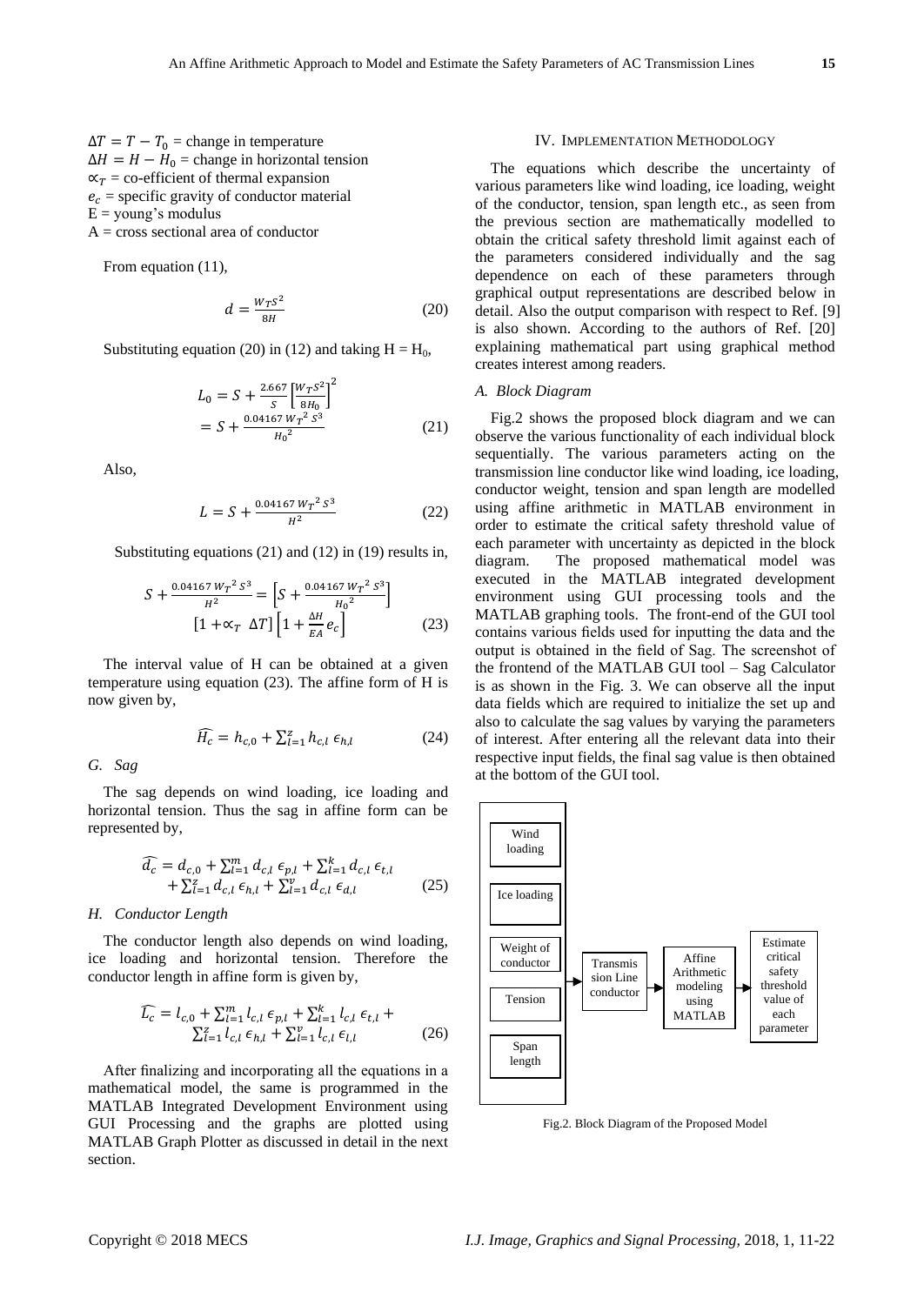$\Delta T = T - T_0$ = change in temperature
$\Delta H = H - H_0$ = change in horizontal tension
$\propto_T$ = co-efficient of thermal expansion
$e_c$ = specific gravity of conductor material
E = young's modulus
A = cross sectional area of conductor

From equation (11),

$$d = \frac{W_T S^2}{8H} \tag{20}$$

Substituting equation (20) in (12) and taking H = $H_0$,

$$L_0 = S + \frac{2.667}{S}\left[\frac{W_T S^2}{8H_0}\right]^2 = S + \frac{0.04167\, W_T^{\,2}\, S^3}{H_0^{\,2}} \tag{21}$$

Also,

$$L = S + \frac{0.04167\, W_T^{\,2}\, S^3}{H^2} \tag{22}$$

Substituting equations (21) and (12) in (19) results in,

$$S + \frac{0.04167\, W_T^{\,2}\, S^3}{H^2} = \left[S + \frac{0.04167\, W_T^{\,2}\, S^3}{H_0^{\,2}}\right] [1 + \propto_T \ \Delta T]\left[1 + \frac{\Delta H}{EA} e_c\right] \tag{23}$$

The interval value of H can be obtained at a given temperature using equation (23). The affine form of H is now given by,

$$\widehat{H_c} = h_{c,0} + \sum_{l=1}^{z} h_{c,l}\, \epsilon_{h,l} \tag{24}$$

### G. Sag

The sag depends on wind loading, ice loading and horizontal tension. Thus the sag in affine form can be represented by,

$$\widehat{d_c} = d_{c,0} + \sum_{l=1}^{m} d_{c,l}\, \epsilon_{p,l} + \sum_{l=1}^{k} d_{c,l}\, \epsilon_{t,l} + \sum_{l=1}^{z} d_{c,l}\, \epsilon_{h,l} + \sum_{l=1}^{v} d_{c,l}\, \epsilon_{d,l} \tag{25}$$

### H. Conductor Length

The conductor length also depends on wind loading, ice loading and horizontal tension. Therefore the conductor length in affine form is given by,

$$\widehat{L_c} = l_{c,0} + \sum_{l=1}^{m} l_{c,l}\, \epsilon_{p,l} + \sum_{l=1}^{k} l_{c,l}\, \epsilon_{t,l} + \sum_{l=1}^{z} l_{c,l}\, \epsilon_{h,l} + \sum_{l=1}^{v} l_{c,l}\, \epsilon_{l,l} \tag{26}$$

After finalizing and incorporating all the equations in a mathematical model, the same is programmed in the MATLAB Integrated Development Environment using GUI Processing and the graphs are plotted using MATLAB Graph Plotter as discussed in detail in the next section.

## IV. Implementation Methodology

The equations which describe the uncertainty of various parameters like wind loading, ice loading, weight of the conductor, tension, span length etc., as seen from the previous section are mathematically modelled to obtain the critical safety threshold limit against each of the parameters considered individually and the sag dependence on each of these parameters through graphical output representations are described below in detail. Also the output comparison with respect to Ref. [9] is also shown. According to the authors of Ref. [20] explaining mathematical part using graphical method creates interest among readers.

### A. Block Diagram

Fig.2 shows the proposed block diagram and we can observe the various functionality of each individual block sequentially. The various parameters acting on the transmission line conductor like wind loading, ice loading, conductor weight, tension and span length are modelled using affine arithmetic in MATLAB environment in order to estimate the critical safety threshold value of each parameter with uncertainty as depicted in the block diagram. The proposed mathematical model was executed in the MATLAB integrated development environment using GUI processing tools and the MATLAB graphing tools. The front-end of the GUI tool contains various fields used for inputting the data and the output is obtained in the field of Sag. The screenshot of the frontend of the MATLAB GUI tool – Sag Calculator is as shown in the Fig. 3. We can observe all the input data fields which are required to initialize the set up and also to calculate the sag values by varying the parameters of interest. After entering all the relevant data into their respective input fields, the final sag value is then obtained at the bottom of the GUI tool.

Wind loading | Ice loading | Weight of conductor | Tension | Span length → Transmission Line conductor → Affine Arithmetic modeling using MATLAB → Estimate critical safety threshold value of each parameter

Fig.2. Block Diagram of the Proposed Model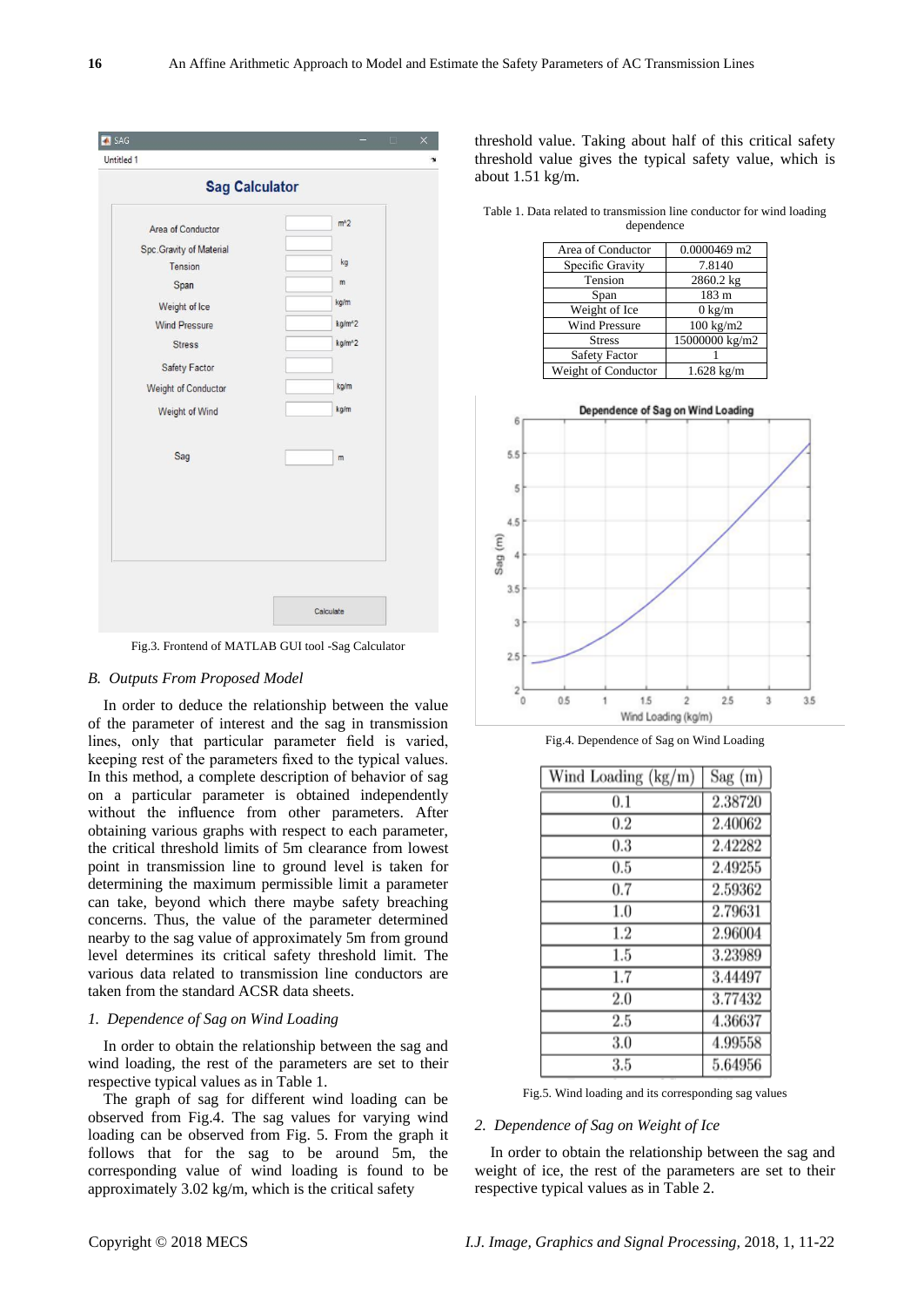Fig.3. Frontend of MATLAB GUI tool -Sag Calculator

### B. Outputs From Proposed Model

In order to deduce the relationship between the value of the parameter of interest and the sag in transmission lines, only that particular parameter field is varied, keeping rest of the parameters fixed to the typical values. In this method, a complete description of behavior of sag on a particular parameter is obtained independently without the influence from other parameters. After obtaining various graphs with respect to each parameter, the critical threshold limits of 5m clearance from lowest point in transmission line to ground level is taken for determining the maximum permissible limit a parameter can take, beyond which there maybe safety breaching concerns. Thus, the value of the parameter determined nearby to the sag value of approximately 5m from ground level determines its critical safety threshold limit. The various data related to transmission line conductors are taken from the standard ACSR data sheets.

#### 1. Dependence of Sag on Wind Loading

In order to obtain the relationship between the sag and wind loading, the rest of the parameters are set to their respective typical values as in Table 1.

The graph of sag for different wind loading can be observed from Fig.4. The sag values for varying wind loading can be observed from Fig. 5. From the graph it follows that for the sag to be around 5m, the corresponding value of wind loading is found to be approximately 3.02 kg/m, which is the critical safety threshold value. Taking about half of this critical safety threshold value gives the typical safety value, which is about 1.51 kg/m.

Table 1. Data related to transmission line conductor for wind loading dependence

| Parameter | Value |
|---|---|
| Area of Conductor | 0.0000469 m2 |
| Specific Gravity | 7.8140 |
| Tension | 2860.2 kg |
| Span | 183 m |
| Weight of Ice | 0 kg/m |
| Wind Pressure | 100 kg/m2 |
| Stress | 15000000 kg/m2 |
| Safety Factor | 1 |
| Weight of Conductor | 1.628 kg/m |

Fig.4. Dependence of Sag on Wind Loading

| Wind Loading (kg/m) | Sag (m) |
|---|---|
| 0.1 | 2.38720 |
| 0.2 | 2.40062 |
| 0.3 | 2.42282 |
| 0.5 | 2.49255 |
| 0.7 | 2.59362 |
| 1.0 | 2.79631 |
| 1.2 | 2.96004 |
| 1.5 | 3.23989 |
| 1.7 | 3.44497 |
| 2.0 | 3.77432 |
| 2.5 | 4.36637 |
| 3.0 | 4.99558 |
| 3.5 | 5.64956 |

Fig.5. Wind loading and its corresponding sag values

#### 2. Dependence of Sag on Weight of Ice

In order to obtain the relationship between the sag and weight of ice, the rest of the parameters are set to their respective typical values as in Table 2.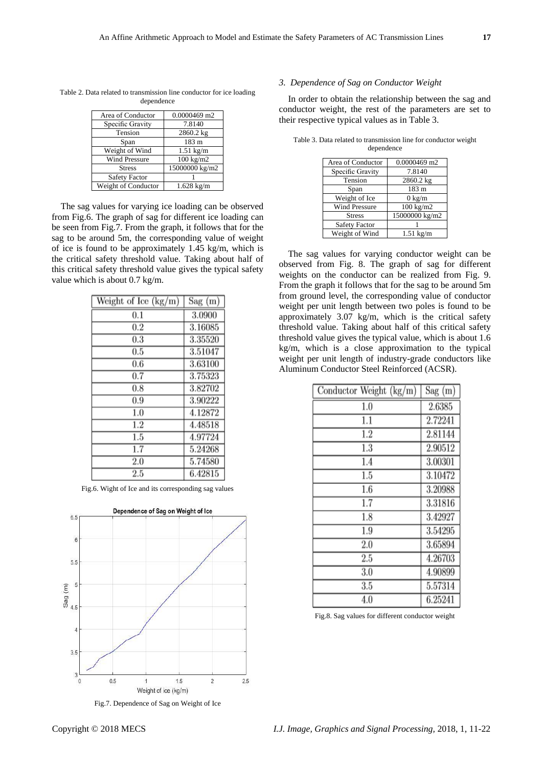Table 2. Data related to transmission line conductor for ice loading dependence

| Area of Conductor | 0.0000469 m2 |
|---|---|
| Specific Gravity | 7.8140 |
| Tension | 2860.2 kg |
| Span | 183 m |
| Weight of Wind | 1.51 kg/m |
| Wind Pressure | 100 kg/m2 |
| Stress | 15000000 kg/m2 |
| Safety Factor | 1 |
| Weight of Conductor | 1.628 kg/m |

The sag values for varying ice loading can be observed from Fig.6. The graph of sag for different ice loading can be seen from Fig.7. From the graph, it follows that for the sag to be around 5m, the corresponding value of weight of ice is found to be approximately 1.45 kg/m, which is the critical safety threshold value. Taking about half of this critical safety threshold value gives the typical safety value which is about 0.7 kg/m.

| Weight of Ice (kg/m) | Sag (m) |
|---|---|
| 0.1 | 3.0900 |
| 0.2 | 3.16085 |
| 0.3 | 3.35520 |
| 0.5 | 3.51047 |
| 0.6 | 3.63100 |
| 0.7 | 3.75323 |
| 0.8 | 3.82702 |
| 0.9 | 3.90222 |
| 1.0 | 4.12872 |
| 1.2 | 4.48518 |
| 1.5 | 4.97724 |
| 1.7 | 5.24268 |
| 2.0 | 5.74580 |
| 2.5 | 6.42815 |

Fig.6. Wight of Ice and its corresponding sag values

Fig.7. Dependence of Sag on Weight of Ice

### 3. Dependence of Sag on Conductor Weight

In order to obtain the relationship between the sag and conductor weight, the rest of the parameters are set to their respective typical values as in Table 3.

Table 3. Data related to transmission line for conductor weight dependence

| Area of Conductor | 0.0000469 m2 |
|---|---|
| Specific Gravity | 7.8140 |
| Tension | 2860.2 kg |
| Span | 183 m |
| Weight of Ice | 0 kg/m |
| Wind Pressure | 100 kg/m2 |
| Stress | 15000000 kg/m2 |
| Safety Factor | 1 |
| Weight of Wind | 1.51 kg/m |

The sag values for varying conductor weight can be observed from Fig. 8. The graph of sag for different weights on the conductor can be realized from Fig. 9. From the graph it follows that for the sag to be around 5m from ground level, the corresponding value of conductor weight per unit length between two poles is found to be approximately 3.07 kg/m, which is the critical safety threshold value. Taking about half of this critical safety threshold value gives the typical value, which is about 1.6 kg/m, which is a close approximation to the typical weight per unit length of industry-grade conductors like Aluminum Conductor Steel Reinforced (ACSR).

| Conductor Weight (kg/m) | Sag (m) |
|---|---|
| 1.0 | 2.6385 |
| 1.1 | 2.72241 |
| 1.2 | 2.81144 |
| 1.3 | 2.90512 |
| 1.4 | 3.00301 |
| 1.5 | 3.10472 |
| 1.6 | 3.20988 |
| 1.7 | 3.31816 |
| 1.8 | 3.42927 |
| 1.9 | 3.54295 |
| 2.0 | 3.65894 |
| 2.5 | 4.26703 |
| 3.0 | 4.90899 |
| 3.5 | 5.57314 |
| 4.0 | 6.25241 |

Fig.8. Sag values for different conductor weight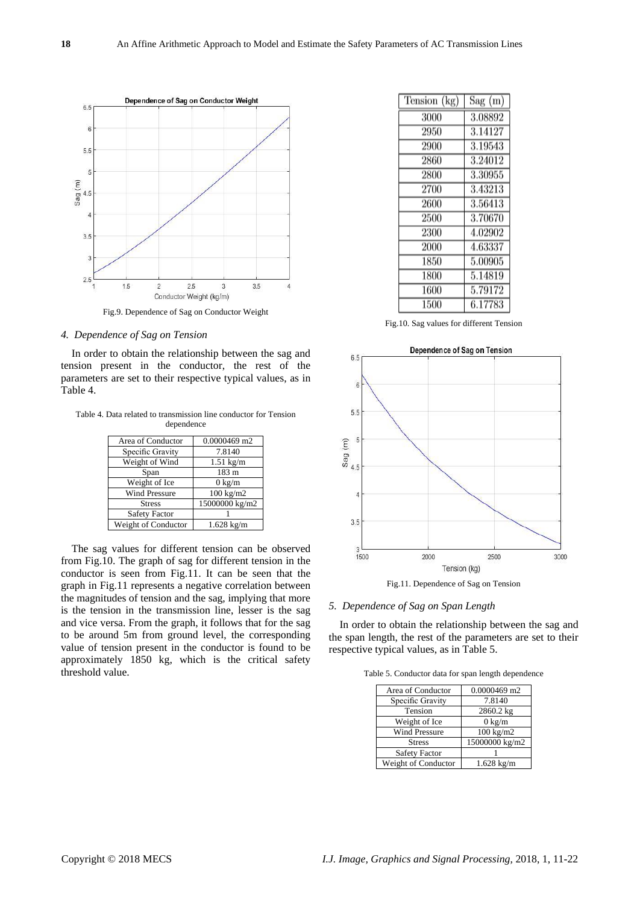Fig.9. Dependence of Sag on Conductor Weight

### 4. Dependence of Sag on Tension

In order to obtain the relationship between the sag and tension present in the conductor, the rest of the parameters are set to their respective typical values, as in Table 4.

Table 4. Data related to transmission line conductor for Tension dependence

| Area of Conductor | 0.0000469 m2 |
|---|---|
| Specific Gravity | 7.8140 |
| Weight of Wind | 1.51 kg/m |
| Span | 183 m |
| Weight of Ice | 0 kg/m |
| Wind Pressure | 100 kg/m2 |
| Stress | 15000000 kg/m2 |
| Safety Factor | 1 |
| Weight of Conductor | 1.628 kg/m |

The sag values for different tension can be observed from Fig.10. The graph of sag for different tension in the conductor is seen from Fig.11. It can be seen that the graph in Fig.11 represents a negative correlation between the magnitudes of tension and the sag, implying that more is the tension in the transmission line, lesser is the sag and vice versa. From the graph, it follows that for the sag to be around 5m from ground level, the corresponding value of tension present in the conductor is found to be approximately 1850 kg, which is the critical safety threshold value.

| Tension (kg) | Sag (m) |
|---|---|
| 3000 | 3.08892 |
| 2950 | 3.14127 |
| 2900 | 3.19543 |
| 2860 | 3.24012 |
| 2800 | 3.30955 |
| 2700 | 3.43213 |
| 2600 | 3.56413 |
| 2500 | 3.70670 |
| 2300 | 4.02902 |
| 2000 | 4.63337 |
| 1850 | 5.00905 |
| 1800 | 5.14819 |
| 1600 | 5.79172 |
| 1500 | 6.17783 |

Fig.10. Sag values for different Tension

Fig.11. Dependence of Sag on Tension

### 5. Dependence of Sag on Span Length

In order to obtain the relationship between the sag and the span length, the rest of the parameters are set to their respective typical values, as in Table 5.

Table 5. Conductor data for span length dependence

| Area of Conductor | 0.0000469 m2 |
|---|---|
| Specific Gravity | 7.8140 |
| Tension | 2860.2 kg |
| Weight of Ice | 0 kg/m |
| Wind Pressure | 100 kg/m2 |
| Stress | 15000000 kg/m2 |
| Safety Factor | 1 |
| Weight of Conductor | 1.628 kg/m |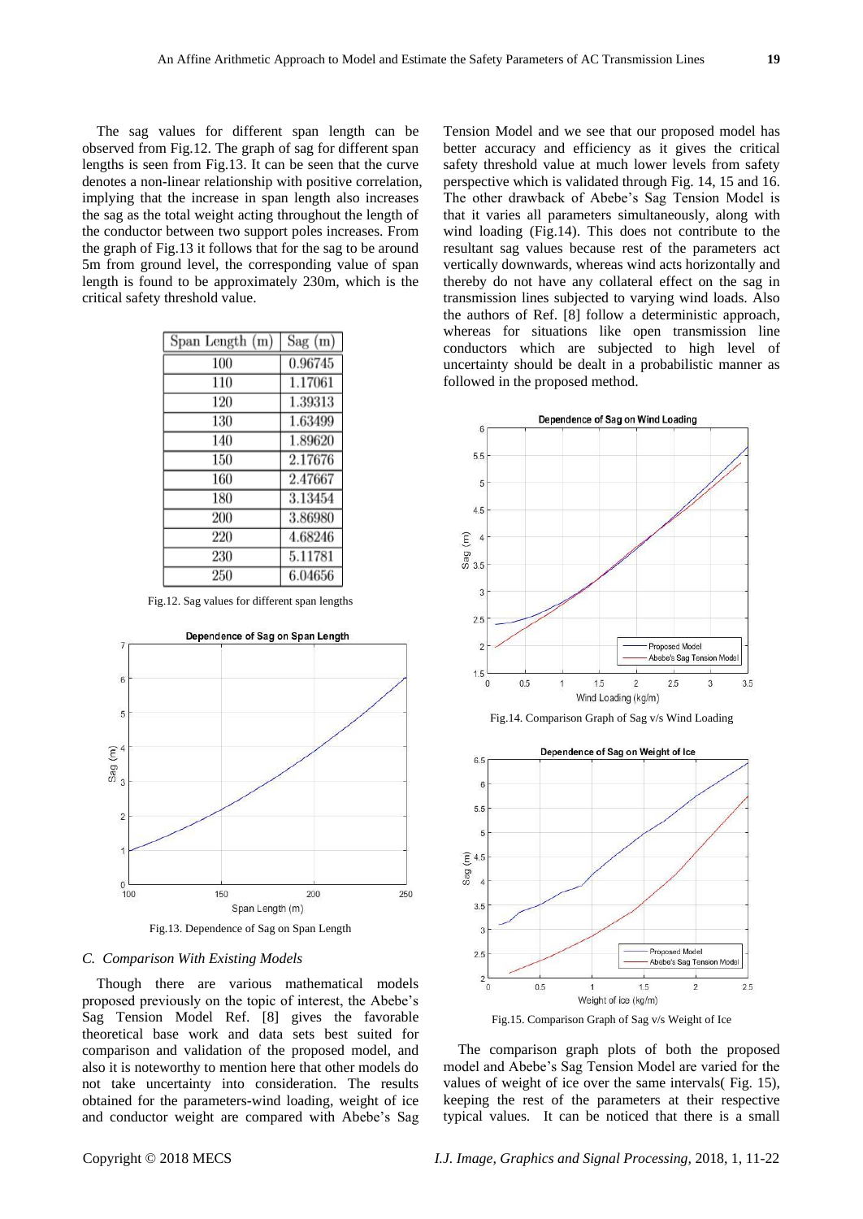The sag values for different span length can be observed from Fig.12. The graph of sag for different span lengths is seen from Fig.13. It can be seen that the curve denotes a non-linear relationship with positive correlation, implying that the increase in span length also increases the sag as the total weight acting throughout the length of the conductor between two support poles increases. From the graph of Fig.13 it follows that for the sag to be around 5m from ground level, the corresponding value of span length is found to be approximately 230m, which is the critical safety threshold value.

| Span Length (m) | Sag (m) |
|---|---|
| 100 | 0.96745 |
| 110 | 1.17061 |
| 120 | 1.39313 |
| 130 | 1.63499 |
| 140 | 1.89620 |
| 150 | 2.17676 |
| 160 | 2.47667 |
| 180 | 3.13454 |
| 200 | 3.86980 |
| 220 | 4.68246 |
| 230 | 5.11781 |
| 250 | 6.04656 |

Fig.12. Sag values for different span lengths

Fig.13. Dependence of Sag on Span Length

### C. Comparison With Existing Models

Though there are various mathematical models proposed previously on the topic of interest, the Abebe's Sag Tension Model Ref. [8] gives the favorable theoretical base work and data sets best suited for comparison and validation of the proposed model, and also it is noteworthy to mention here that other models do not take uncertainty into consideration. The results obtained for the parameters-wind loading, weight of ice and conductor weight are compared with Abebe's Sag Tension Model and we see that our proposed model has better accuracy and efficiency as it gives the critical safety threshold value at much lower levels from safety perspective which is validated through Fig. 14, 15 and 16. The other drawback of Abebe's Sag Tension Model is that it varies all parameters simultaneously, along with wind loading (Fig.14). This does not contribute to the resultant sag values because rest of the parameters act vertically downwards, whereas wind acts horizontally and thereby do not have any collateral effect on the sag in transmission lines subjected to varying wind loads. Also the authors of Ref. [8] follow a deterministic approach, whereas for situations like open transmission line conductors which are subjected to high level of uncertainty should be dealt in a probabilistic manner as followed in the proposed method.

Fig.14. Comparison Graph of Sag v/s Wind Loading

Fig.15. Comparison Graph of Sag v/s Weight of Ice

The comparison graph plots of both the proposed model and Abebe's Sag Tension Model are varied for the values of weight of ice over the same intervals( Fig. 15), keeping the rest of the parameters at their respective typical values. It can be noticed that there is a small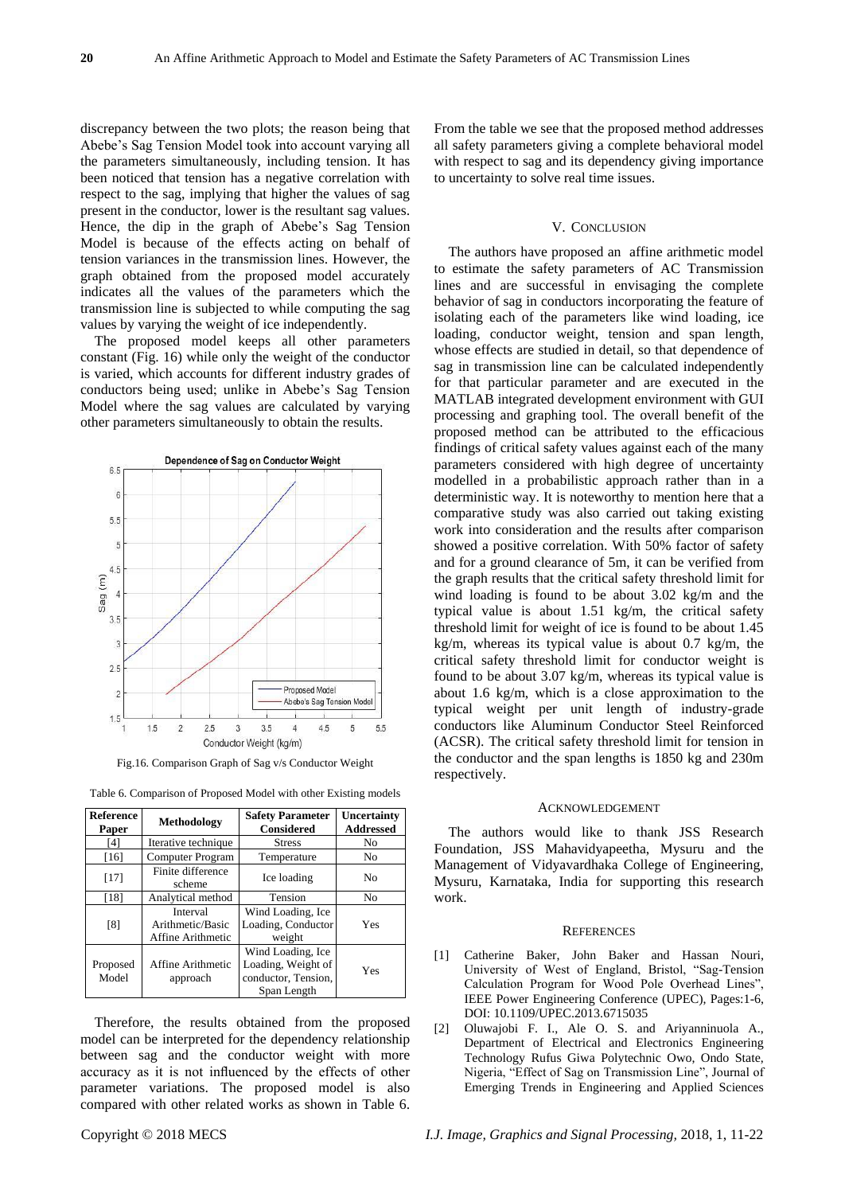discrepancy between the two plots; the reason being that Abebe's Sag Tension Model took into account varying all the parameters simultaneously, including tension. It has been noticed that tension has a negative correlation with respect to the sag, implying that higher the values of sag present in the conductor, lower is the resultant sag values. Hence, the dip in the graph of Abebe's Sag Tension Model is because of the effects acting on behalf of tension variances in the transmission lines. However, the graph obtained from the proposed model accurately indicates all the values of the parameters which the transmission line is subjected to while computing the sag values by varying the weight of ice independently.

The proposed model keeps all other parameters constant (Fig. 16) while only the weight of the conductor is varied, which accounts for different industry grades of conductors being used; unlike in Abebe's Sag Tension Model where the sag values are calculated by varying other parameters simultaneously to obtain the results.

Fig.16. Comparison Graph of Sag v/s Conductor Weight

Table 6. Comparison of Proposed Model with other Existing models

| Reference Paper | Methodology | Safety Parameter Considered | Uncertainty Addressed |
|---|---|---|---|
| [4] | Iterative technique | Stress | No |
| [16] | Computer Program | Temperature | No |
| [17] | Finite difference scheme | Ice loading | No |
| [18] | Analytical method | Tension | No |
| [8] | Interval Arithmetic/Basic Affine Arithmetic | Wind Loading, Ice Loading, Conductor weight | Yes |
| Proposed Model | Affine Arithmetic approach | Wind Loading, Ice Loading, Weight of conductor, Tension, Span Length | Yes |

Therefore, the results obtained from the proposed model can be interpreted for the dependency relationship between sag and the conductor weight with more accuracy as it is not influenced by the effects of other parameter variations. The proposed model is also compared with other related works as shown in Table 6.

From the table we see that the proposed method addresses all safety parameters giving a complete behavioral model with respect to sag and its dependency giving importance to uncertainty to solve real time issues.

## V. Conclusion

The authors have proposed an affine arithmetic model to estimate the safety parameters of AC Transmission lines and are successful in envisaging the complete behavior of sag in conductors incorporating the feature of isolating each of the parameters like wind loading, ice loading, conductor weight, tension and span length, whose effects are studied in detail, so that dependence of sag in transmission line can be calculated independently for that particular parameter and are executed in the MATLAB integrated development environment with GUI processing and graphing tool. The overall benefit of the proposed method can be attributed to the efficacious findings of critical safety values against each of the many parameters considered with high degree of uncertainty modelled in a probabilistic approach rather than in a deterministic way. It is noteworthy to mention here that a comparative study was also carried out taking existing work into consideration and the results after comparison showed a positive correlation. With 50% factor of safety and for a ground clearance of 5m, it can be verified from the graph results that the critical safety threshold limit for wind loading is found to be about 3.02 kg/m and the typical value is about 1.51 kg/m, the critical safety threshold limit for weight of ice is found to be about 1.45 kg/m, whereas its typical value is about 0.7 kg/m, the critical safety threshold limit for conductor weight is found to be about 3.07 kg/m, whereas its typical value is about 1.6 kg/m, which is a close approximation to the typical weight per unit length of industry-grade conductors like Aluminum Conductor Steel Reinforced (ACSR). The critical safety threshold limit for tension in the conductor and the span lengths is 1850 kg and 230m respectively.

## Acknowledgement

The authors would like to thank JSS Research Foundation, JSS Mahavidyapeetha, Mysuru and the Management of Vidyavardhaka College of Engineering, Mysuru, Karnataka, India for supporting this research work.

## References

[1] Catherine Baker, John Baker and Hassan Nouri, University of West of England, Bristol, "Sag-Tension Calculation Program for Wood Pole Overhead Lines", IEEE Power Engineering Conference (UPEC), Pages:1-6, DOI: 10.1109/UPEC.2013.6715035

[2] Oluwajobi F. I., Ale O. S. and Ariyanninuola A., Department of Electrical and Electronics Engineering Technology Rufus Giwa Polytechnic Owo, Ondo State, Nigeria, "Effect of Sag on Transmission Line", Journal of Emerging Trends in Engineering and Applied Sciences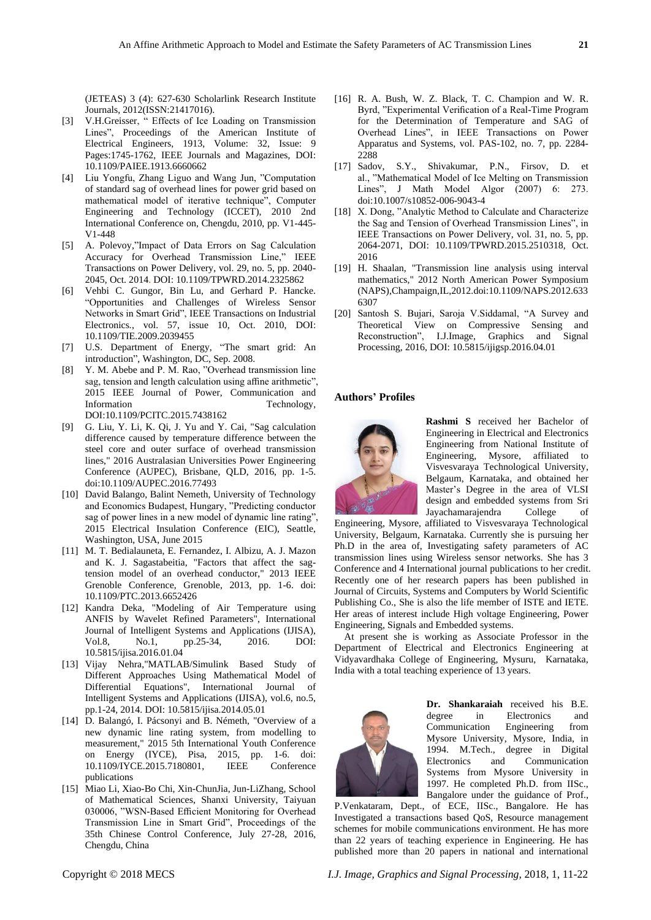(JETEAS) 3 (4): 627-630 Scholarlink Research Institute Journals, 2012(ISSN:21417016).

[3] V.H.Greisser, " Effects of Ice Loading on Transmission Lines", Proceedings of the American Institute of Electrical Engineers, 1913, Volume: 32, Issue: 9 Pages:1745-1762, IEEE Journals and Magazines, DOI: 10.1109/PAIEE.1913.6660662

[4] Liu Yongfu, Zhang Liguo and Wang Jun, "Computation of standard sag of overhead lines for power grid based on mathematical model of iterative technique", Computer Engineering and Technology (ICCET), 2010 2nd International Conference on, Chengdu, 2010, pp. V1-445-V1-448

[5] A. Polevoy,"Impact of Data Errors on Sag Calculation Accuracy for Overhead Transmission Line," IEEE Transactions on Power Delivery, vol. 29, no. 5, pp. 2040-2045, Oct. 2014. DOI: 10.1109/TPWRD.2014.2325862

[6] Vehbi C. Gungor, Bin Lu, and Gerhard P. Hancke. "Opportunities and Challenges of Wireless Sensor Networks in Smart Grid", IEEE Transactions on Industrial Electronics., vol. 57, issue 10, Oct. 2010, DOI: 10.1109/TIE.2009.2039455

[7] U.S. Department of Energy, "The smart grid: An introduction", Washington, DC, Sep. 2008.

[8] Y. M. Abebe and P. M. Rao, "Overhead transmission line sag, tension and length calculation using affine arithmetic", 2015 IEEE Journal of Power, Communication and Information Technology, DOI:10.1109/PCITC.2015.7438162

[9] G. Liu, Y. Li, K. Qi, J. Yu and Y. Cai, "Sag calculation difference caused by temperature difference between the steel core and outer surface of overhead transmission lines," 2016 Australasian Universities Power Engineering Conference (AUPEC), Brisbane, QLD, 2016, pp. 1-5. doi:10.1109/AUPEC.2016.77493

[10] David Balango, Balint Nemeth, University of Technology and Economics Budapest, Hungary, "Predicting conductor sag of power lines in a new model of dynamic line rating", 2015 Electrical Insulation Conference (EIC), Seattle, Washington, USA, June 2015

[11] M. T. Bedialauneta, E. Fernandez, I. Albizu, A. J. Mazon and K. J. Sagastabeitia, "Factors that affect the sag-tension model of an overhead conductor," 2013 IEEE Grenoble Conference, Grenoble, 2013, pp. 1-6. doi: 10.1109/PTC.2013.6652426

[12] Kandra Deka, "Modeling of Air Temperature using ANFIS by Wavelet Refined Parameters", International Journal of Intelligent Systems and Applications (IJISA), Vol.8, No.1, pp.25-34, 2016. DOI: 10.5815/ijisa.2016.01.04

[13] Vijay Nehra,"MATLAB/Simulink Based Study of Different Approaches Using Mathematical Model of Differential Equations", International Journal of Intelligent Systems and Applications (IJISA), vol.6, no.5, pp.1-24, 2014. DOI: 10.5815/ijisa.2014.05.01

[14] D. Balangó, I. Pácsonyi and B. Németh, "Overview of a new dynamic line rating system, from modelling to measurement," 2015 5th International Youth Conference on Energy (IYCE), Pisa, 2015, pp. 1-6. doi: 10.1109/IYCE.2015.7180801, IEEE Conference publications

[15] Miao Li, Xiao-Bo Chi, Xin-ChunJia, Jun-LiZhang, School of Mathematical Sciences, Shanxi University, Taiyuan 030006, "WSN-Based Efficient Monitoring for Overhead Transmission Line in Smart Grid", Proceedings of the 35th Chinese Control Conference, July 27-28, 2016, Chengdu, China

[16] R. A. Bush, W. Z. Black, T. C. Champion and W. R. Byrd, "Experimental Verification of a Real-Time Program for the Determination of Temperature and SAG of Overhead Lines", in IEEE Transactions on Power Apparatus and Systems, vol. PAS-102, no. 7, pp. 2284-2288

[17] Sadov, S.Y., Shivakumar, P.N., Firsov, D. et al., "Mathematical Model of Ice Melting on Transmission Lines", J Math Model Algor (2007) 6: 273. doi:10.1007/s10852-006-9043-4

[18] X. Dong, "Analytic Method to Calculate and Characterize the Sag and Tension of Overhead Transmission Lines", in IEEE Transactions on Power Delivery, vol. 31, no. 5, pp. 2064-2071, DOI: 10.1109/TPWRD.2015.2510318, Oct. 2016

[19] H. Shaalan, "Transmission line analysis using interval mathematics," 2012 North American Power Symposium (NAPS),Champaign,IL,2012.doi:10.1109/NAPS.2012.6336307

[20] Santosh S. Bujari, Saroja V.Siddamal, "A Survey and Theoretical View on Compressive Sensing and Reconstruction", I.J.Image, Graphics and Signal Processing, 2016, DOI: 10.5815/ijigsp.2016.04.01

## Authors' Profiles

**Rashmi S** received her Bachelor of Engineering in Electrical and Electronics Engineering from National Institute of Engineering, Mysore, affiliated to Visvesvaraya Technological University, Belgaum, Karnataka, and obtained her Master's Degree in the area of VLSI design and embedded systems from Sri Jayachamarajendra College of Engineering, Mysore, affiliated to Visvesvaraya Technological University, Belgaum, Karnataka. Currently she is pursuing her Ph.D in the area of, Investigating safety parameters of AC transmission lines using Wireless sensor networks. She has 3 Conference and 4 International journal publications to her credit. Recently one of her research papers has been published in Journal of Circuits, Systems and Computers by World Scientific Publishing Co., She is also the life member of ISTE and IETE. Her areas of interest include High voltage Engineering, Power Engineering, Signals and Embedded systems.

At present she is working as Associate Professor in the Department of Electrical and Electronics Engineering at Vidyavardhaka College of Engineering, Mysuru, Karnataka, India with a total teaching experience of 13 years.

**Dr. Shankaraiah** received his B.E. degree in Electronics and Communication Engineering from Mysore University, Mysore, India, in 1994. M.Tech., degree in Digital Electronics and Communication Systems from Mysore University in 1997. He completed Ph.D. from IISc., Bangalore under the guidance of Prof., P.Venkataram, Dept., of ECE, IISc., Bangalore. He has Investigated a transactions based QoS, Resource management schemes for mobile communications environment. He has more than 22 years of teaching experience in Engineering. He has published more than 20 papers in national and international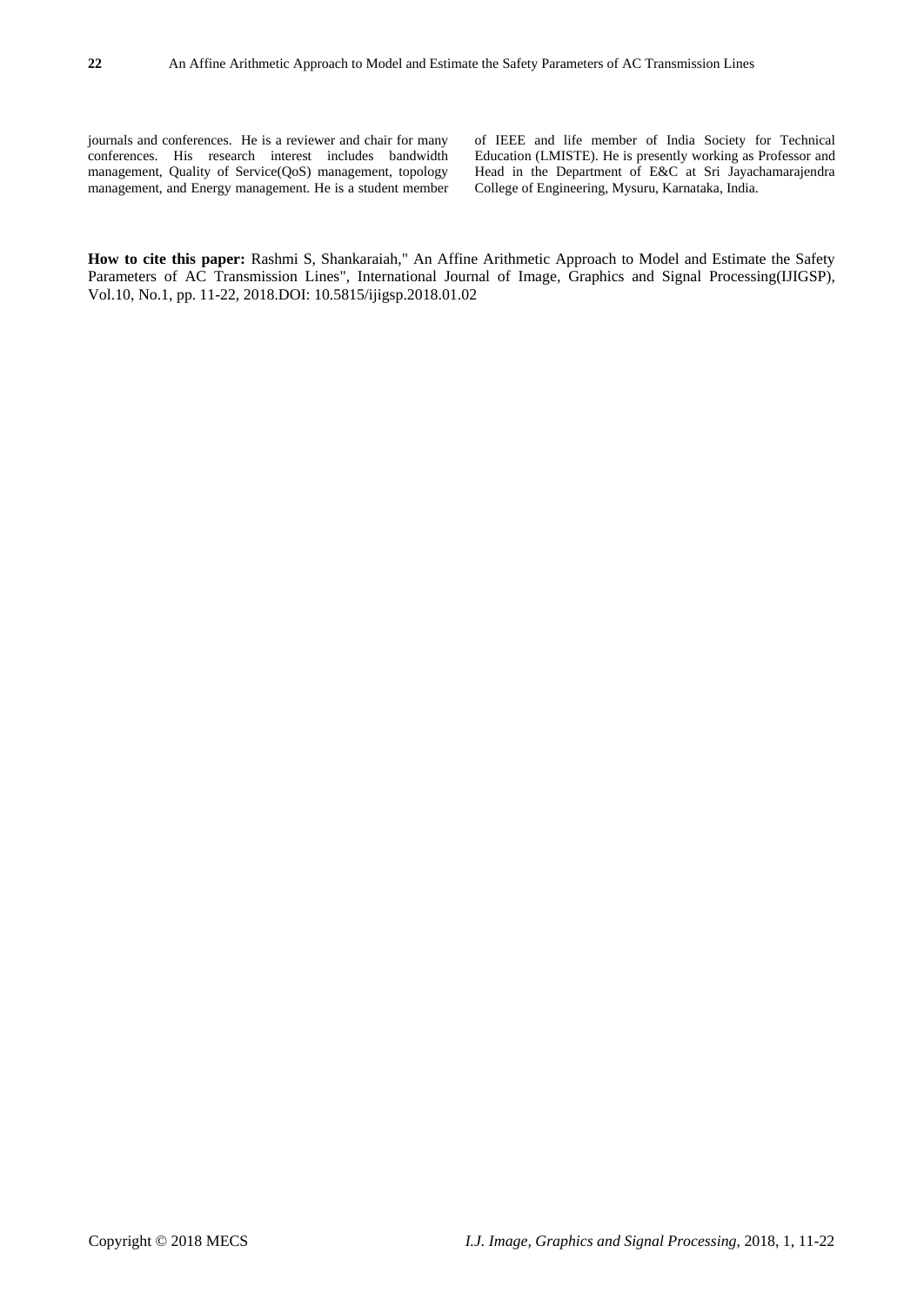journals and conferences. He is a reviewer and chair for many conferences. His research interest includes bandwidth management, Quality of Service(QoS) management, topology management, and Energy management. He is a student member of IEEE and life member of India Society for Technical Education (LMISTE). He is presently working as Professor and Head in the Department of E&C at Sri Jayachamarajendra College of Engineering, Mysuru, Karnataka, India.

**How to cite this paper:** Rashmi S, Shankaraiah," An Affine Arithmetic Approach to Model and Estimate the Safety Parameters of AC Transmission Lines", International Journal of Image, Graphics and Signal Processing(IJIGSP), Vol.10, No.1, pp. 11-22, 2018.DOI: 10.5815/ijigsp.2018.01.02